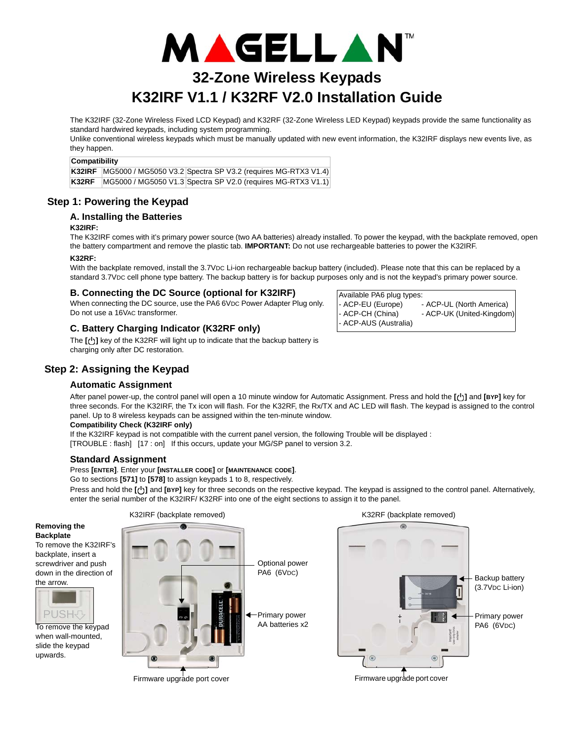# MAGELLAN™

## 32-Zone Wireless Keypads

## K32IRF V1.1 / K32RF V2.0 Installation Guide

The K32IRF (32-Zone Wireless Fixed LCD Keypad) and K32RF (32-Zone Wireless LED Keypad) keypads provide the same functionality as standard hardwired keypads, including system programming.

Unlike conventional wireless keypads which must be manually updated with new event information, the K32IRF displays new events live, as they happen.

| Compatibility | | |
|---|---|---|
| **K32IRF** | MG5000 / MG5050 V3.2 | Spectra SP V3.2 (requires MG-RTX3 V1.4) |
| **K32RF** | MG5000 / MG5050 V1.3 | Spectra SP V2.0 (requires MG-RTX3 V1.1) |

## Step 1: Powering the Keypad

### A. Installing the Batteries

**K32IRF:**

The K32IRF comes with it's primary power source (two AA batteries) already installed. To power the keypad, with the backplate removed, open the battery compartment and remove the plastic tab. **IMPORTANT:** Do not use rechargeable batteries to power the K32IRF.

**K32RF:**

With the backplate removed, install the 3.7VDC Li-ion rechargeable backup battery (included). Please note that this can be replaced by a standard 3.7VDC cell phone type battery. The backup battery is for backup purposes only and is not the keypad's primary power source.

### B. Connecting the DC Source (optional for K32IRF)

When connecting the DC source, use the PA6 6VDC Power Adapter Plug only. Do not use a 16VAC transformer.

Available PA6 plug types:
- ACP-EU (Europe)
- ACP-CH (China)
- ACP-AUS (Australia)
- ACP-UL (North America)
- ACP-UK (United-Kingdom)

### C. Battery Charging Indicator (K32RF only)

The **[⏻]** key of the K32RF will light up to indicate that the backup battery is charging only after DC restoration.

## Step 2: Assigning the Keypad

### Automatic Assignment

After panel power-up, the control panel will open a 10 minute window for Automatic Assignment. Press and hold the **[⏻]** and **[BYP]** key for three seconds. For the K32IRF, the Tx icon will flash. For the K32RF, the Rx/TX and AC LED will flash. The keypad is assigned to the control panel. Up to 8 wireless keypads can be assigned within the ten-minute window.

**Compatibility Check (K32IRF only)**

If the K32IRF keypad is not compatible with the current panel version, the following Trouble will be displayed :

[TROUBLE : flash] [17 : on] If this occurs, update your MG/SP panel to version 3.2.

### Standard Assignment

Press **[ENTER]**. Enter your **[INSTALLER CODE]** or **[MAINTENANCE CODE]**.

Go to sections **[571]** to **[578]** to assign keypads 1 to 8, respectively.

Press and hold the **[⏻]** and **[BYP]** key for three seconds on the respective keypad. The keypad is assigned to the control panel. Alternatively, enter the serial number of the K32IRF/ K32RF into one of the eight sections to assign it to the panel.

**Removing the Backplate**

To remove the K32IRF's backplate, insert a screwdriver and push down in the direction of the arrow.

PUSH

To remove the keypad when wall-mounted, slide the keypad upwards.

K32IRF (backplate removed)

Optional power PA6 (6VDC)

Primary power AA batteries x2

Firmware upgrade port cover

K32RF (backplate removed)

Backup battery (3.7VDC Li-ion)

Primary power PA6 (6VDC)

Firmware upgrade port cover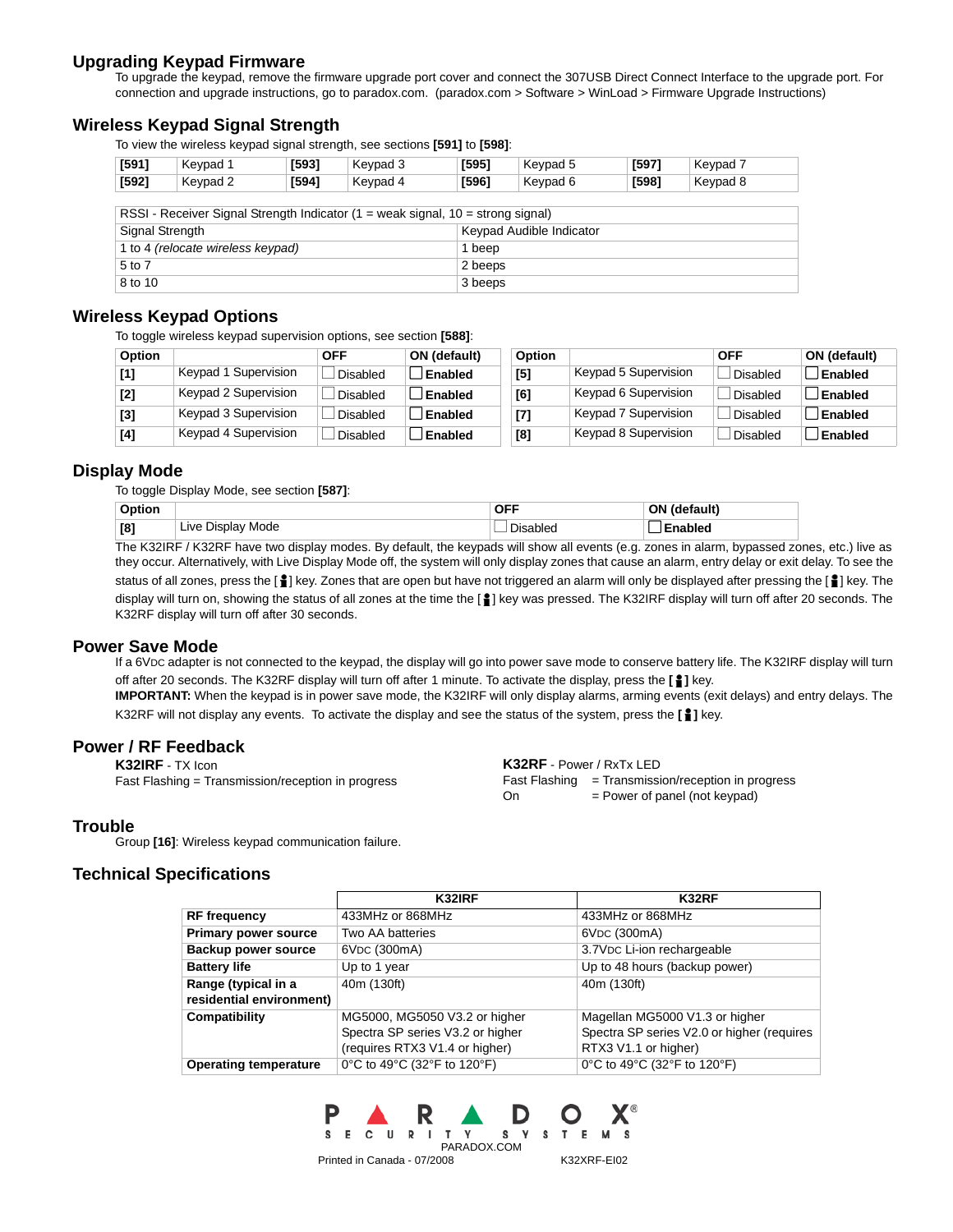## Upgrading Keypad Firmware

To upgrade the keypad, remove the firmware upgrade port cover and connect the 307USB Direct Connect Interface to the upgrade port. For connection and upgrade instructions, go to paradox.com. (paradox.com > Software > WinLoad > Firmware Upgrade Instructions)

## Wireless Keypad Signal Strength

To view the wireless keypad signal strength, see sections **[591]** to **[598]**:

| | | | | | | | |
|---|---|---|---|---|---|---|---|
| **[591]** | Keypad 1 | **[593]** | Keypad 3 | **[595]** | Keypad 5 | **[597]** | Keypad 7 |
| **[592]** | Keypad 2 | **[594]** | Keypad 4 | **[596]** | Keypad 6 | **[598]** | Keypad 8 |

| RSSI - Receiver Signal Strength Indicator (1 = weak signal, 10 = strong signal) | |
|---|---|
| Signal Strength | Keypad Audible Indicator |
| 1 to 4 *(relocate wireless keypad)* | 1 beep |
| 5 to 7 | 2 beeps |
| 8 to 10 | 3 beeps |

## Wireless Keypad Options

To toggle wireless keypad supervision options, see section **[588]**:

| Option | | OFF | ON (default) |
|---|---|---|---|
| **[1]** | Keypad 1 Supervision | ☐ Disabled | ☐ **Enabled** |
| **[2]** | Keypad 2 Supervision | ☐ Disabled | ☐ **Enabled** |
| **[3]** | Keypad 3 Supervision | ☐ Disabled | ☐ **Enabled** |
| **[4]** | Keypad 4 Supervision | ☐ Disabled | ☐ **Enabled** |

| Option | | OFF | ON (default) |
|---|---|---|---|
| **[5]** | Keypad 5 Supervision | ☐ Disabled | ☐ **Enabled** |
| **[6]** | Keypad 6 Supervision | ☐ Disabled | ☐ **Enabled** |
| **[7]** | Keypad 7 Supervision | ☐ Disabled | ☐ **Enabled** |
| **[8]** | Keypad 8 Supervision | ☐ Disabled | ☐ **Enabled** |

## Display Mode

To toggle Display Mode, see section **[587]**:

| Option | | OFF | ON (default) |
|---|---|---|---|
| **[8]** | Live Display Mode | ☐ Disabled | ☐ **Enabled** |

The K32IRF / K32RF have two display modes. By default, the keypads will show all events (e.g. zones in alarm, bypassed zones, etc.) live as they occur. Alternatively, with Live Display Mode off, the system will only display zones that cause an alarm, entry delay or exit delay. To see the status of all zones, press the [ ] key. Zones that are open but have not triggered an alarm will only be displayed after pressing the [ ] key. The display will turn on, showing the status of all zones at the time the [ ] key was pressed. The K32IRF display will turn off after 20 seconds. The K32RF display will turn off after 30 seconds.

## Power Save Mode

If a 6Vdc adapter is not connected to the keypad, the display will go into power save mode to conserve battery life. The K32IRF display will turn off after 20 seconds. The K32RF display will turn off after 1 minute. To activate the display, press the **[ ]** key.

**IMPORTANT:** When the keypad is in power save mode, the K32IRF will only display alarms, arming events (exit delays) and entry delays. The K32RF will not display any events. To activate the display and see the status of the system, press the **[ ]** key.

## Power / RF Feedback

**K32IRF** - TX Icon
Fast Flashing = Transmission/reception in progress

**K32RF** - Power / RxTx LED
Fast Flashing = Transmission/reception in progress
On = Power of panel (not keypad)

## Trouble

Group **[16]**: Wireless keypad communication failure.

## Technical Specifications

| | K32IRF | K32RF |
|---|---|---|
| **RF frequency** | 433MHz or 868MHz | 433MHz or 868MHz |
| **Primary power source** | Two AA batteries | 6Vdc (300mA) |
| **Backup power source** | 6Vdc (300mA) | 3.7Vdc Li-ion rechargeable |
| **Battery life** | Up to 1 year | Up to 48 hours (backup power) |
| **Range (typical in a residential environment)** | 40m (130ft) | 40m (130ft) |
| **Compatibility** | MG5000, MG5050 V3.2 or higher Spectra SP series V3.2 or higher (requires RTX3 V1.4 or higher) | Magellan MG5000 V1.3 or higher Spectra SP series V2.0 or higher (requires RTX3 V1.1 or higher) |
| **Operating temperature** | 0°C to 49°C (32°F to 120°F) | 0°C to 49°C (32°F to 120°F) |

PARADOX® SECURITY SYSTEMS
PARADOX.COM
Printed in Canada - 07/2008 K32XRF-EI02